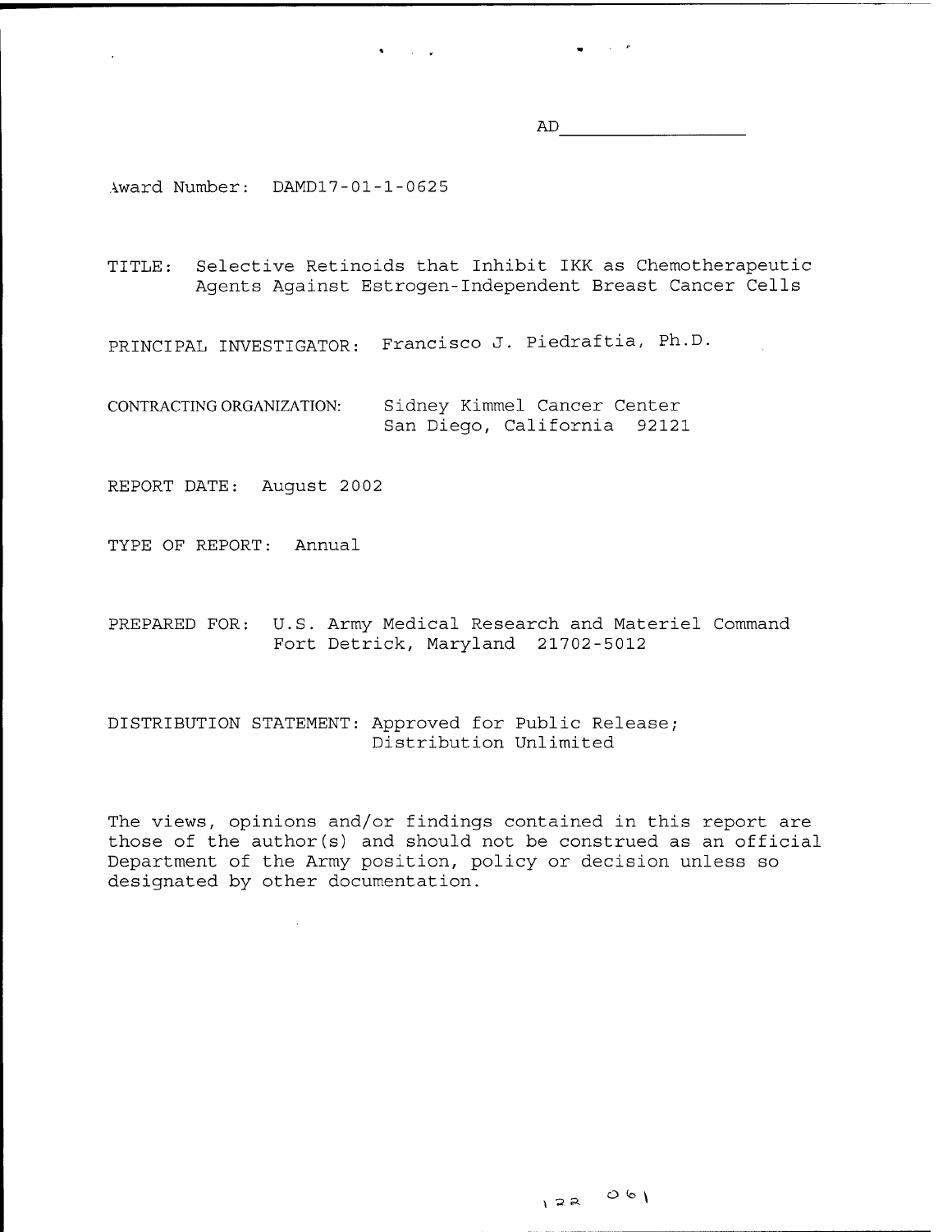AD ___________________

Award Number: DAMD17-01-1-0625

TITLE: Selective Retinoids that Inhibit IKK as Chemotherapeutic Agents Against Estrogen-Independent Breast Cancer Cells

PRINCIPAL INVESTIGATOR: Francisco J. Piedraftia, Ph.D.

CONTRACTING ORGANIZATION: Sidney Kimmel Cancer Center
San Diego, California 92121

REPORT DATE: August 2002

TYPE OF REPORT: Annual

PREPARED FOR: U.S. Army Medical Research and Materiel Command
Fort Detrick, Maryland 21702-5012

DISTRIBUTION STATEMENT: Approved for Public Release;
Distribution Unlimited

The views, opinions and/or findings contained in this report are those of the author(s) and should not be construed as an official Department of the Army position, policy or decision unless so designated by other documentation.

122 061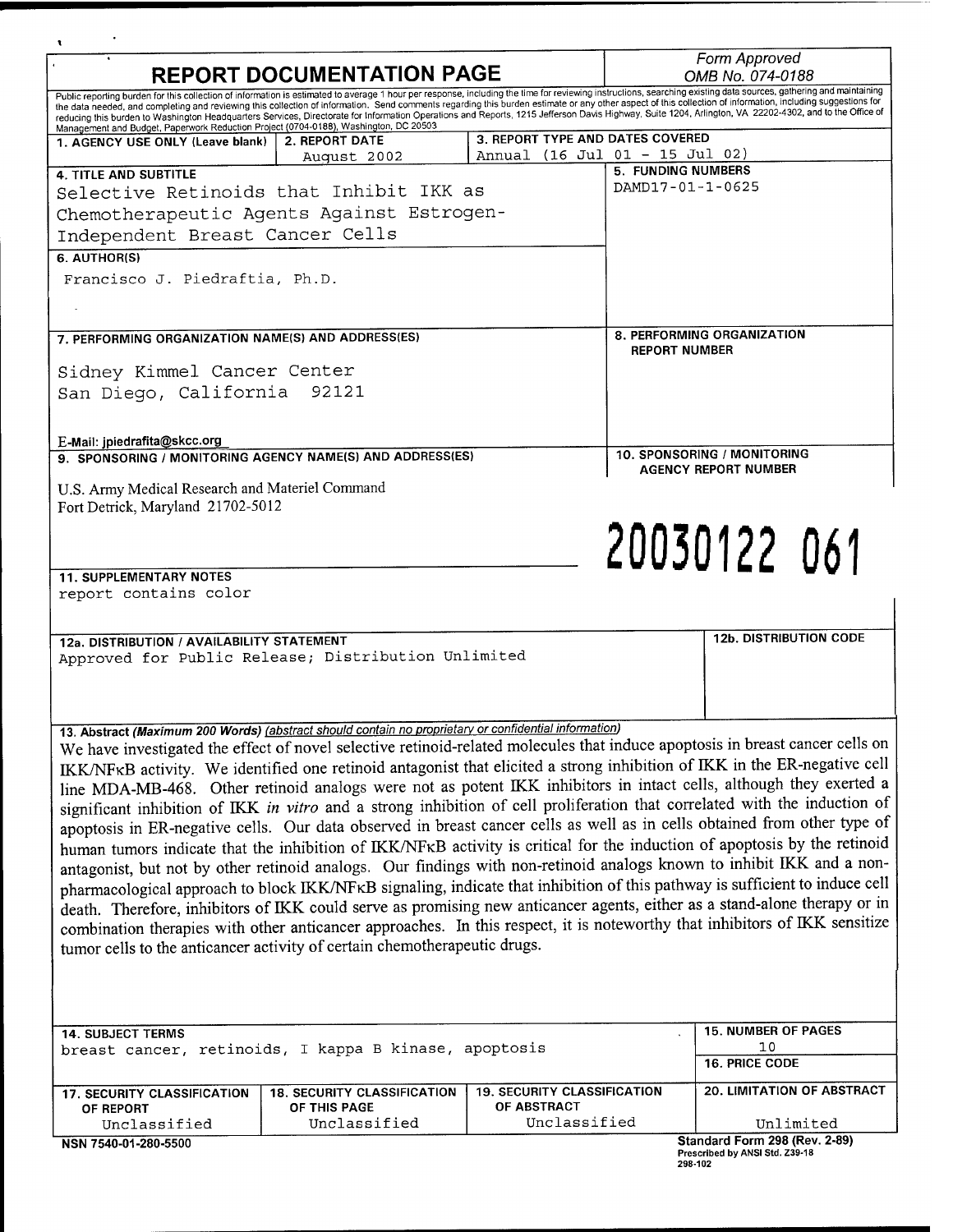# REPORT DOCUMENTATION PAGE

*Form Approved*
*OMB No. 074-0188*

Public reporting burden for this collection of information is estimated to average 1 hour per response, including the time for reviewing instructions, searching existing data sources, gathering and maintaining the data needed, and completing and reviewing this collection of information. Send comments regarding this burden estimate or any other aspect of this collection of information, including suggestions for reducing this burden to Washington Headquarters Services, Directorate for Information Operations and Reports, 1215 Jefferson Davis Highway, Suite 1204, Arlington, VA 22202-4302, and to the Office of Management and Budget, Paperwork Reduction Project (0704-0188), Washington, DC 20503

| 1. AGENCY USE ONLY (Leave blank) | 2. REPORT DATE | 3. REPORT TYPE AND DATES COVERED |
|---|---|---|
| | August 2002 | Annual (16 Jul 01 - 15 Jul 02) |

**4. TITLE AND SUBTITLE**
Selective Retinoids that Inhibit IKK as Chemotherapeutic Agents Against Estrogen-Independent Breast Cancer Cells

**5. FUNDING NUMBERS**
DAMD17-01-1-0625

**6. AUTHOR(S)**
Francisco J. Piedraftia, Ph.D.

**7. PERFORMING ORGANIZATION NAME(S) AND ADDRESS(ES)**
Sidney Kimmel Cancer Center
San Diego, California 92121

E-Mail: jpiedrafita@skcc.org

**8. PERFORMING ORGANIZATION REPORT NUMBER**

**9. SPONSORING / MONITORING AGENCY NAME(S) AND ADDRESS(ES)**
U.S. Army Medical Research and Materiel Command
Fort Detrick, Maryland 21702-5012

**10. SPONSORING / MONITORING AGENCY REPORT NUMBER**

20030122 061

**11. SUPPLEMENTARY NOTES**
report contains color

**12a. DISTRIBUTION / AVAILABILITY STATEMENT**
Approved for Public Release; Distribution Unlimited

**12b. DISTRIBUTION CODE**

**13. Abstract** ***(Maximum 200 Words) (abstract should contain no proprietary or confidential information)***

We have investigated the effect of novel selective retinoid-related molecules that induce apoptosis in breast cancer cells on IKK/NFκB activity. We identified one retinoid antagonist that elicited a strong inhibition of IKK in the ER-negative cell line MDA-MB-468. Other retinoid analogs were not as potent IKK inhibitors in intact cells, although they exerted a significant inhibition of IKK *in vitro* and a strong inhibition of cell proliferation that correlated with the induction of apoptosis in ER-negative cells. Our data observed in breast cancer cells as well as in cells obtained from other type of human tumors indicate that the inhibition of IKK/NFκB activity is critical for the induction of apoptosis by the retinoid antagonist, but not by other retinoid analogs. Our findings with non-retinoid analogs known to inhibit IKK and a non-pharmacological approach to block IKK/NFκB signaling, indicate that inhibition of this pathway is sufficient to induce cell death. Therefore, inhibitors of IKK could serve as promising new anticancer agents, either as a stand-alone therapy or in combination therapies with other anticancer approaches. In this respect, it is noteworthy that inhibitors of IKK sensitize tumor cells to the anticancer activity of certain chemotherapeutic drugs.

| 14. SUBJECT TERMS | 15. NUMBER OF PAGES |
|---|---|
| breast cancer, retinoids, I kappa B kinase, apoptosis | 10 |
| | 16. PRICE CODE |

| 17. SECURITY CLASSIFICATION OF REPORT | 18. SECURITY CLASSIFICATION OF THIS PAGE | 19. SECURITY CLASSIFICATION OF ABSTRACT | 20. LIMITATION OF ABSTRACT |
|---|---|---|---|
| Unclassified | Unclassified | Unclassified | Unlimited |

NSN 7540-01-280-5500

Standard Form 298 (Rev. 2-89)
Prescribed by ANSI Std. Z39-18
298-102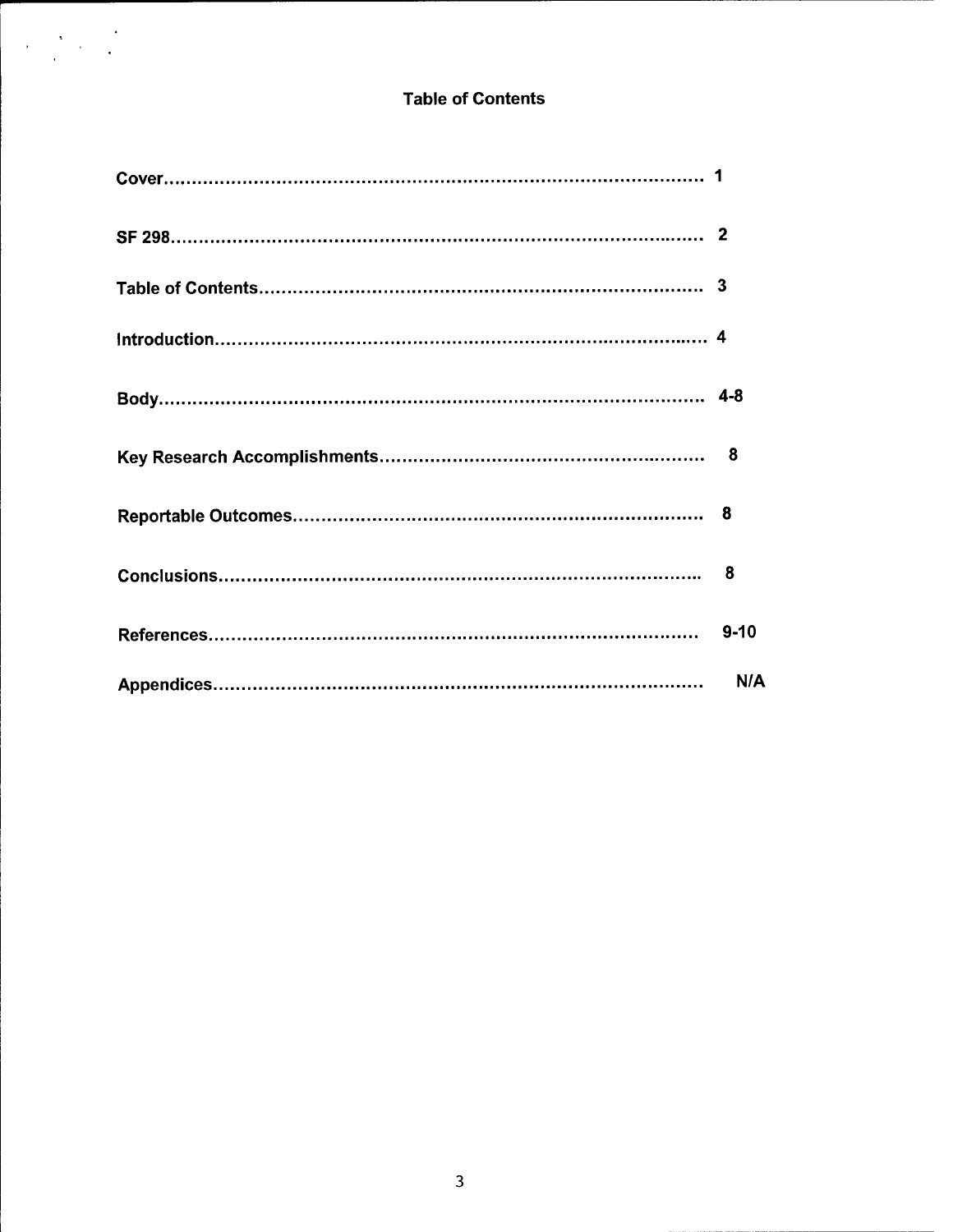# Table of Contents

| | |
|---|---|
| Cover | 1 |
| SF 298 | 2 |
| Table of Contents | 3 |
| Introduction | 4 |
| Body | 4-8 |
| Key Research Accomplishments | 8 |
| Reportable Outcomes | 8 |
| Conclusions | 8 |
| References | 9-10 |
| Appendices | N/A |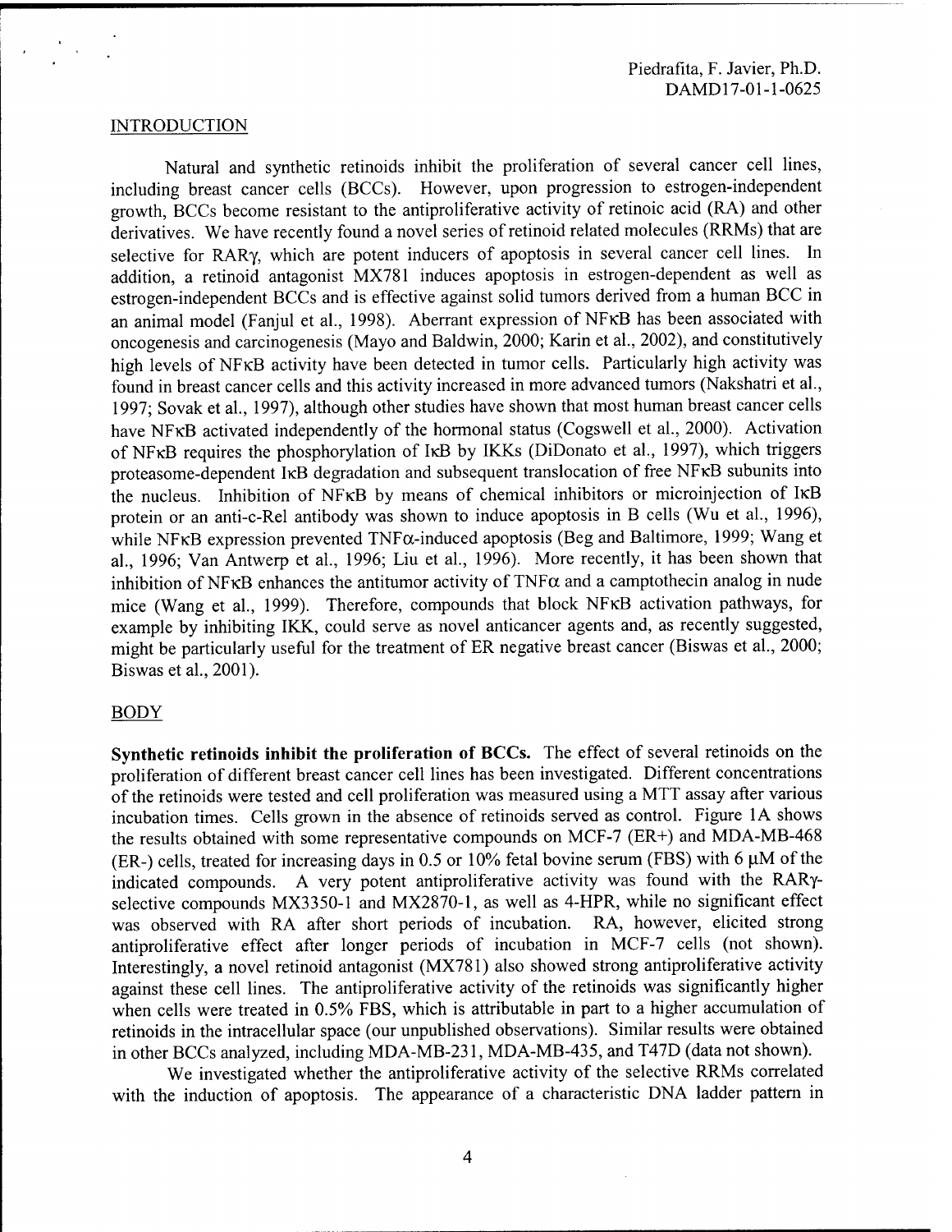## INTRODUCTION

Natural and synthetic retinoids inhibit the proliferation of several cancer cell lines, including breast cancer cells (BCCs). However, upon progression to estrogen-independent growth, BCCs become resistant to the antiproliferative activity of retinoic acid (RA) and other derivatives. We have recently found a novel series of retinoid related molecules (RRMs) that are selective for RARγ, which are potent inducers of apoptosis in several cancer cell lines. In addition, a retinoid antagonist MX781 induces apoptosis in estrogen-dependent as well as estrogen-independent BCCs and is effective against solid tumors derived from a human BCC in an animal model (Fanjul et al., 1998). Aberrant expression of NFκB has been associated with oncogenesis and carcinogenesis (Mayo and Baldwin, 2000; Karin et al., 2002), and constitutively high levels of NFκB activity have been detected in tumor cells. Particularly high activity was found in breast cancer cells and this activity increased in more advanced tumors (Nakshatri et al., 1997; Sovak et al., 1997), although other studies have shown that most human breast cancer cells have NFκB activated independently of the hormonal status (Cogswell et al., 2000). Activation of NFκB requires the phosphorylation of IκB by IKKs (DiDonato et al., 1997), which triggers proteasome-dependent IκB degradation and subsequent translocation of free NFκB subunits into the nucleus. Inhibition of NFκB by means of chemical inhibitors or microinjection of IκB protein or an anti-c-Rel antibody was shown to induce apoptosis in B cells (Wu et al., 1996), while NFκB expression prevented TNFα-induced apoptosis (Beg and Baltimore, 1999; Wang et al., 1996; Van Antwerp et al., 1996; Liu et al., 1996). More recently, it has been shown that inhibition of NFκB enhances the antitumor activity of TNFα and a camptothecin analog in nude mice (Wang et al., 1999). Therefore, compounds that block NFκB activation pathways, for example by inhibiting IKK, could serve as novel anticancer agents and, as recently suggested, might be particularly useful for the treatment of ER negative breast cancer (Biswas et al., 2000; Biswas et al., 2001).

## BODY

**Synthetic retinoids inhibit the proliferation of BCCs.** The effect of several retinoids on the proliferation of different breast cancer cell lines has been investigated. Different concentrations of the retinoids were tested and cell proliferation was measured using a MTT assay after various incubation times. Cells grown in the absence of retinoids served as control. Figure 1A shows the results obtained with some representative compounds on MCF-7 (ER+) and MDA-MB-468 (ER-) cells, treated for increasing days in 0.5 or 10% fetal bovine serum (FBS) with 6 μM of the indicated compounds. A very potent antiproliferative activity was found with the RARγ-selective compounds MX3350-1 and MX2870-1, as well as 4-HPR, while no significant effect was observed with RA after short periods of incubation. RA, however, elicited strong antiproliferative effect after longer periods of incubation in MCF-7 cells (not shown). Interestingly, a novel retinoid antagonist (MX781) also showed strong antiproliferative activity against these cell lines. The antiproliferative activity of the retinoids was significantly higher when cells were treated in 0.5% FBS, which is attributable in part to a higher accumulation of retinoids in the intracellular space (our unpublished observations). Similar results were obtained in other BCCs analyzed, including MDA-MB-231, MDA-MB-435, and T47D (data not shown).

We investigated whether the antiproliferative activity of the selective RRMs correlated with the induction of apoptosis. The appearance of a characteristic DNA ladder pattern in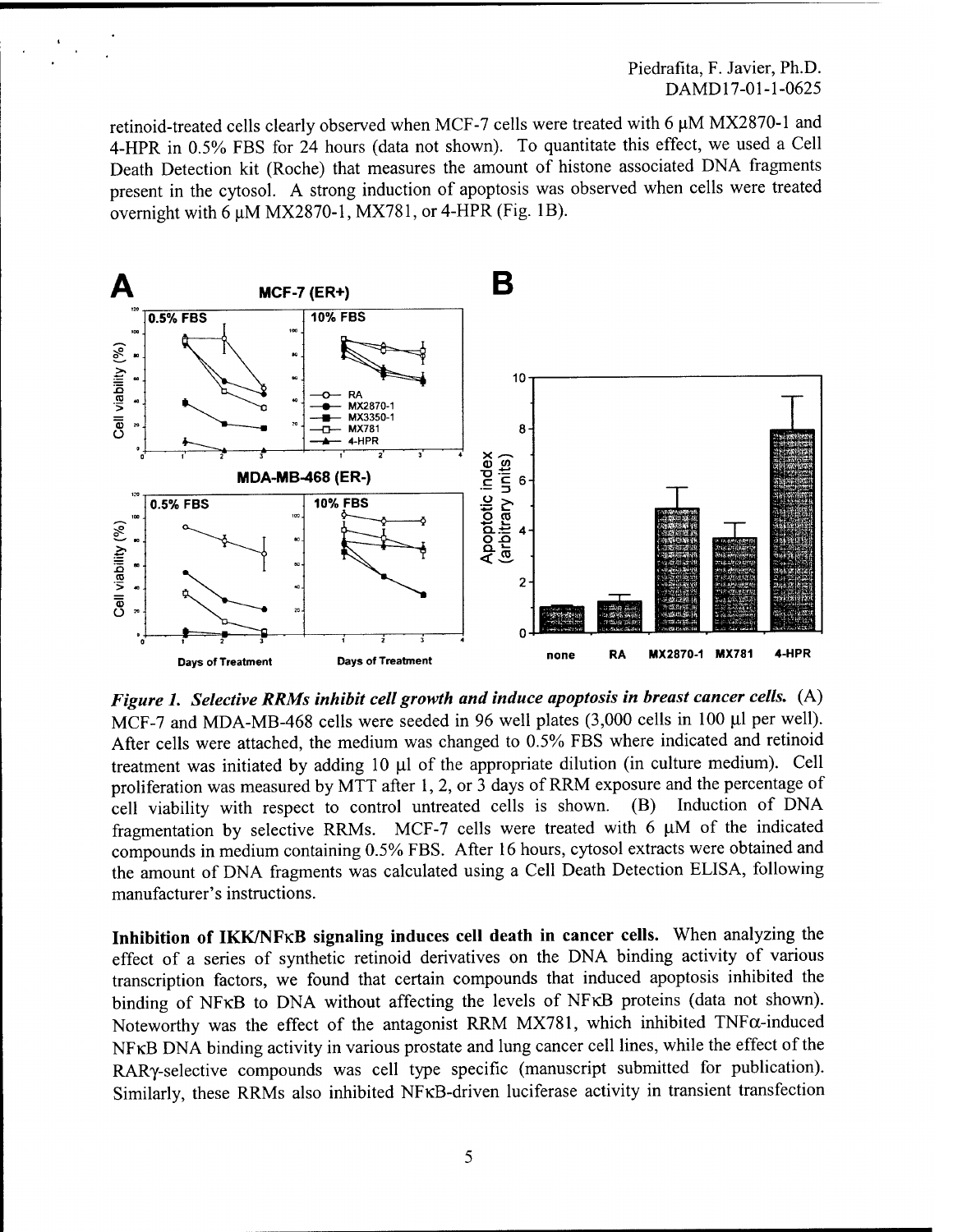retinoid-treated cells clearly observed when MCF-7 cells were treated with 6 μM MX2870-1 and 4-HPR in 0.5% FBS for 24 hours (data not shown). To quantitate this effect, we used a Cell Death Detection kit (Roche) that measures the amount of histone associated DNA fragments present in the cytosol. A strong induction of apoptosis was observed when cells were treated overnight with 6 μM MX2870-1, MX781, or 4-HPR (Fig. 1B).

***Figure 1. Selective RRMs inhibit cell growth and induce apoptosis in breast cancer cells.*** (A) MCF-7 and MDA-MB-468 cells were seeded in 96 well plates (3,000 cells in 100 μl per well). After cells were attached, the medium was changed to 0.5% FBS where indicated and retinoid treatment was initiated by adding 10 μl of the appropriate dilution (in culture medium). Cell proliferation was measured by MTT after 1, 2, or 3 days of RRM exposure and the percentage of cell viability with respect to control untreated cells is shown. (B) Induction of DNA fragmentation by selective RRMs. MCF-7 cells were treated with 6 μM of the indicated compounds in medium containing 0.5% FBS. After 16 hours, cytosol extracts were obtained and the amount of DNA fragments was calculated using a Cell Death Detection ELISA, following manufacturer's instructions.

**Inhibition of IKK/NFκB signaling induces cell death in cancer cells.** When analyzing the effect of a series of synthetic retinoid derivatives on the DNA binding activity of various transcription factors, we found that certain compounds that induced apoptosis inhibited the binding of NFκB to DNA without affecting the levels of NFκB proteins (data not shown). Noteworthy was the effect of the antagonist RRM MX781, which inhibited TNFα-induced NFκB DNA binding activity in various prostate and lung cancer cell lines, while the effect of the RARγ-selective compounds was cell type specific (manuscript submitted for publication). Similarly, these RRMs also inhibited NFκB-driven luciferase activity in transient transfection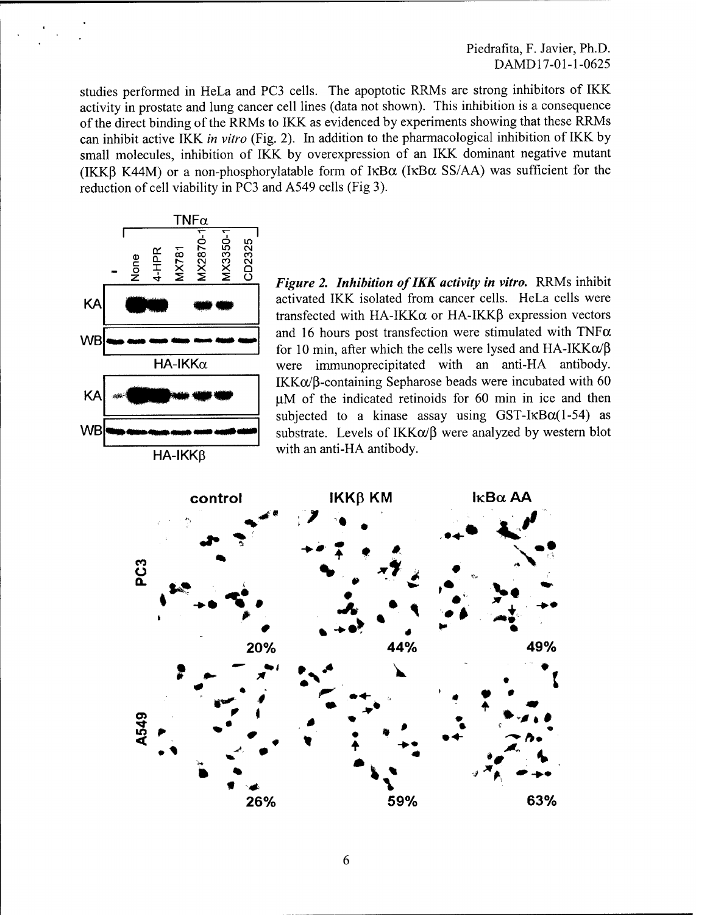studies performed in HeLa and PC3 cells. The apoptotic RRMs are strong inhibitors of IKK activity in prostate and lung cancer cell lines (data not shown). This inhibition is a consequence of the direct binding of the RRMs to IKK as evidenced by experiments showing that these RRMs can inhibit active IKK *in vitro* (Fig. 2). In addition to the pharmacological inhibition of IKK by small molecules, inhibition of IKK by overexpression of an IKK dominant negative mutant (IKKβ K44M) or a non-phosphorylatable form of IκBα (IκBα SS/AA) was sufficient for the reduction of cell viability in PC3 and A549 cells (Fig 3).

***Figure 2. Inhibition of IKK activity in vitro.*** RRMs inhibit activated IKK isolated from cancer cells. HeLa cells were transfected with HA-IKKα or HA-IKKβ expression vectors and 16 hours post transfection were stimulated with TNFα for 10 min, after which the cells were lysed and HA-IKKα/β were immunoprecipitated with an anti-HA antibody. IKKα/β-containing Sepharose beads were incubated with 60 μM of the indicated retinoids for 60 min in ice and then subjected to a kinase assay using GST-IκBα(1-54) as substrate. Levels of IKKα/β were analyzed by western blot with an anti-HA antibody.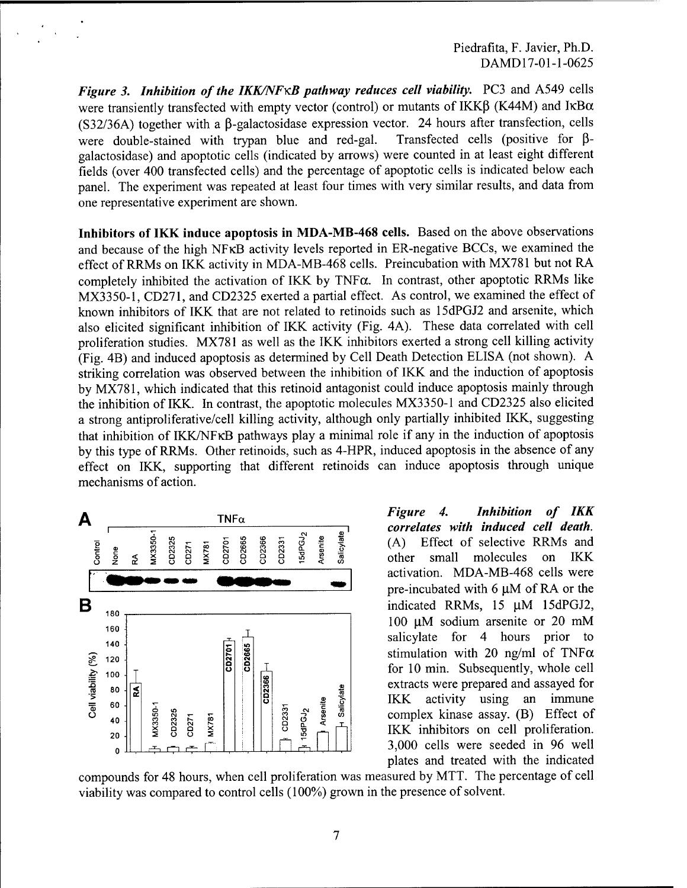***Figure 3. Inhibition of the IKK/NFκB pathway reduces cell viability.*** PC3 and A549 cells were transiently transfected with empty vector (control) or mutants of IKKβ (K44M) and IκBα (S32/36A) together with a β-galactosidase expression vector. 24 hours after transfection, cells were double-stained with trypan blue and red-gal. Transfected cells (positive for β-galactosidase) and apoptotic cells (indicated by arrows) were counted in at least eight different fields (over 400 transfected cells) and the percentage of apoptotic cells is indicated below each panel. The experiment was repeated at least four times with very similar results, and data from one representative experiment are shown.

**Inhibitors of IKK induce apoptosis in MDA-MB-468 cells.** Based on the above observations and because of the high NFκB activity levels reported in ER-negative BCCs, we examined the effect of RRMs on IKK activity in MDA-MB-468 cells. Preincubation with MX781 but not RA completely inhibited the activation of IKK by TNFα. In contrast, other apoptotic RRMs like MX3350-1, CD271, and CD2325 exerted a partial effect. As control, we examined the effect of known inhibitors of IKK that are not related to retinoids such as 15dPGJ2 and arsenite, which also elicited significant inhibition of IKK activity (Fig. 4A). These data correlated with cell proliferation studies. MX781 as well as the IKK inhibitors exerted a strong cell killing activity (Fig. 4B) and induced apoptosis as determined by Cell Death Detection ELISA (not shown). A striking correlation was observed between the inhibition of IKK and the induction of apoptosis by MX781, which indicated that this retinoid antagonist could induce apoptosis mainly through the inhibition of IKK. In contrast, the apoptotic molecules MX3350-1 and CD2325 also elicited a strong antiproliferative/cell killing activity, although only partially inhibited IKK, suggesting that inhibition of IKK/NFκB pathways play a minimal role if any in the induction of apoptosis by this type of RRMs. Other retinoids, such as 4-HPR, induced apoptosis in the absence of any effect on IKK, supporting that different retinoids can induce apoptosis through unique mechanisms of action.

***Figure 4. Inhibition of IKK correlates with induced cell death.*** (A) Effect of selective RRMs and other small molecules on IKK activation. MDA-MB-468 cells were pre-incubated with 6 μM of RA or the indicated RRMs, 15 μM 15dPGJ2, 100 μM sodium arsenite or 20 mM salicylate for 4 hours prior to stimulation with 20 ng/ml of TNFα for 10 min. Subsequently, whole cell extracts were prepared and assayed for IKK activity using an immune complex kinase assay. (B) Effect of IKK inhibitors on cell proliferation. 3,000 cells were seeded in 96 well plates and treated with the indicated compounds for 48 hours, when cell proliferation was measured by MTT. The percentage of cell viability was compared to control cells (100%) grown in the presence of solvent.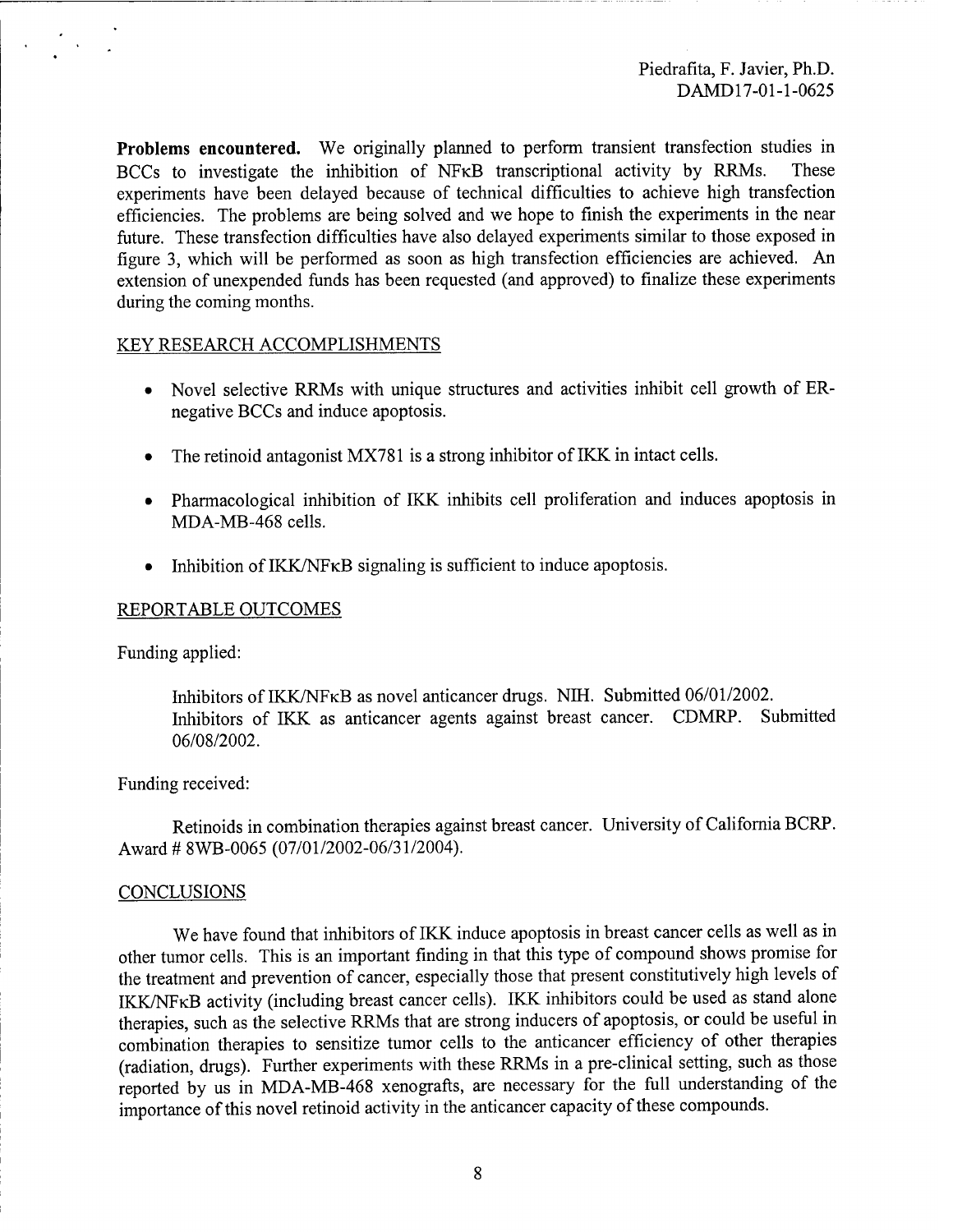**Problems encountered.** We originally planned to perform transient transfection studies in BCCs to investigate the inhibition of NFκB transcriptional activity by RRMs. These experiments have been delayed because of technical difficulties to achieve high transfection efficiencies. The problems are being solved and we hope to finish the experiments in the near future. These transfection difficulties have also delayed experiments similar to those exposed in figure 3, which will be performed as soon as high transfection efficiencies are achieved. An extension of unexpended funds has been requested (and approved) to finalize these experiments during the coming months.

## KEY RESEARCH ACCOMPLISHMENTS

- Novel selective RRMs with unique structures and activities inhibit cell growth of ER-negative BCCs and induce apoptosis.
- The retinoid antagonist MX781 is a strong inhibitor of IKK in intact cells.
- Pharmacological inhibition of IKK inhibits cell proliferation and induces apoptosis in MDA-MB-468 cells.
- Inhibition of IKK/NFκB signaling is sufficient to induce apoptosis.

## REPORTABLE OUTCOMES

Funding applied:

> Inhibitors of IKK/NFκB as novel anticancer drugs. NIH. Submitted 06/01/2002.
> Inhibitors of IKK as anticancer agents against breast cancer. CDMRP. Submitted 06/08/2002.

Funding received:

> Retinoids in combination therapies against breast cancer. University of California BCRP. Award # 8WB-0065 (07/01/2002-06/31/2004).

## CONCLUSIONS

We have found that inhibitors of IKK induce apoptosis in breast cancer cells as well as in other tumor cells. This is an important finding in that this type of compound shows promise for the treatment and prevention of cancer, especially those that present constitutively high levels of IKK/NFκB activity (including breast cancer cells). IKK inhibitors could be used as stand alone therapies, such as the selective RRMs that are strong inducers of apoptosis, or could be useful in combination therapies to sensitize tumor cells to the anticancer efficiency of other therapies (radiation, drugs). Further experiments with these RRMs in a pre-clinical setting, such as those reported by us in MDA-MB-468 xenografts, are necessary for the full understanding of the importance of this novel retinoid activity in the anticancer capacity of these compounds.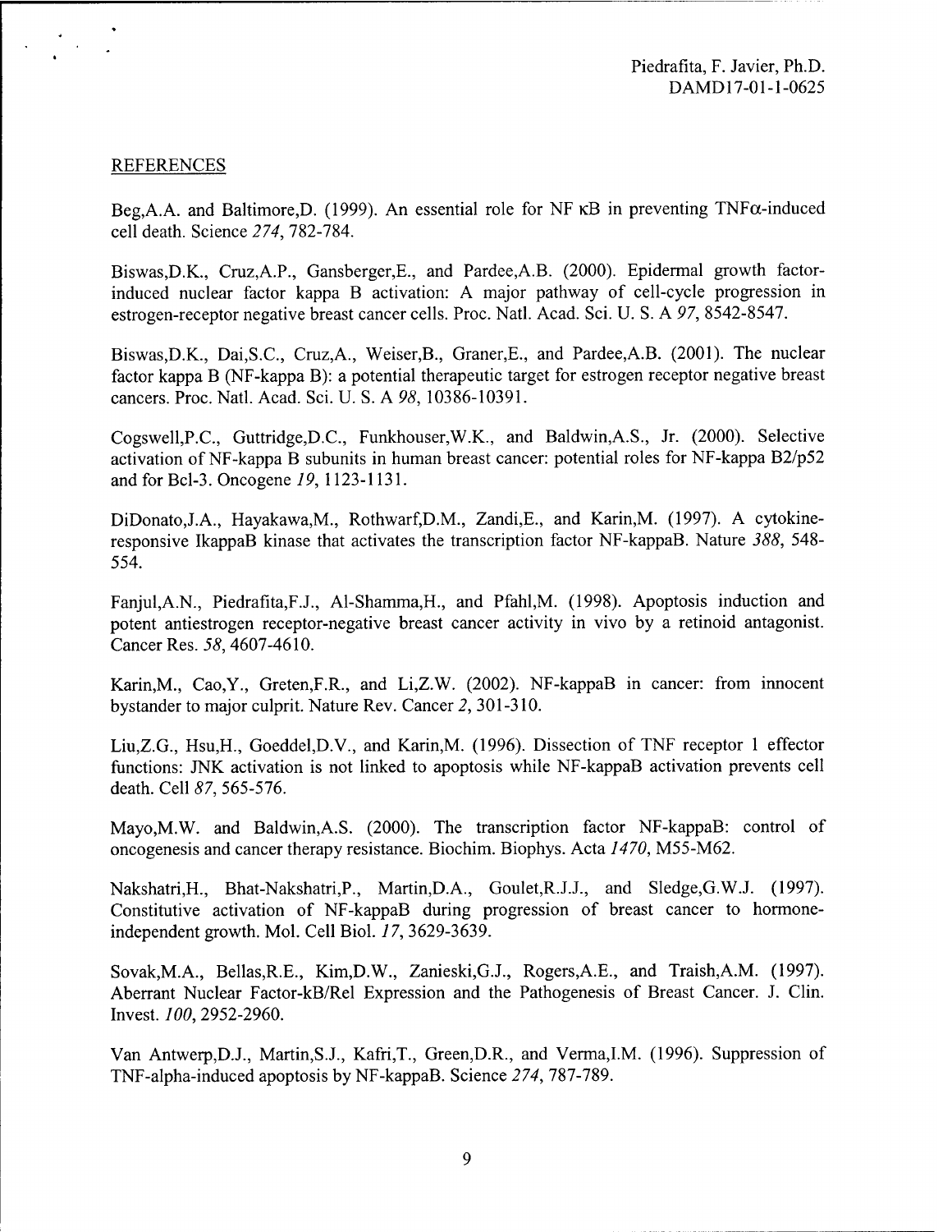## REFERENCES

Beg,A.A. and Baltimore,D. (1999). An essential role for NF κB in preventing TNFα-induced cell death. Science *274*, 782-784.

Biswas,D.K., Cruz,A.P., Gansberger,E., and Pardee,A.B. (2000). Epidermal growth factor-induced nuclear factor kappa B activation: A major pathway of cell-cycle progression in estrogen-receptor negative breast cancer cells. Proc. Natl. Acad. Sci. U. S. A *97*, 8542-8547.

Biswas,D.K., Dai,S.C., Cruz,A., Weiser,B., Graner,E., and Pardee,A.B. (2001). The nuclear factor kappa B (NF-kappa B): a potential therapeutic target for estrogen receptor negative breast cancers. Proc. Natl. Acad. Sci. U. S. A *98*, 10386-10391.

Cogswell,P.C., Guttridge,D.C., Funkhouser,W.K., and Baldwin,A.S., Jr. (2000). Selective activation of NF-kappa B subunits in human breast cancer: potential roles for NF-kappa B2/p52 and for Bcl-3. Oncogene *19*, 1123-1131.

DiDonato,J.A., Hayakawa,M., Rothwarf,D.M., Zandi,E., and Karin,M. (1997). A cytokine-responsive IkappaB kinase that activates the transcription factor NF-kappaB. Nature *388*, 548-554.

Fanjul,A.N., Piedrafita,F.J., Al-Shamma,H., and Pfahl,M. (1998). Apoptosis induction and potent antiestrogen receptor-negative breast cancer activity in vivo by a retinoid antagonist. Cancer Res. *58*, 4607-4610.

Karin,M., Cao,Y., Greten,F.R., and Li,Z.W. (2002). NF-kappaB in cancer: from innocent bystander to major culprit. Nature Rev. Cancer *2*, 301-310.

Liu,Z.G., Hsu,H., Goeddel,D.V., and Karin,M. (1996). Dissection of TNF receptor 1 effector functions: JNK activation is not linked to apoptosis while NF-kappaB activation prevents cell death. Cell *87*, 565-576.

Mayo,M.W. and Baldwin,A.S. (2000). The transcription factor NF-kappaB: control of oncogenesis and cancer therapy resistance. Biochim. Biophys. Acta *1470*, M55-M62.

Nakshatri,H., Bhat-Nakshatri,P., Martin,D.A., Goulet,R.J.J., and Sledge,G.W.J. (1997). Constitutive activation of NF-kappaB during progression of breast cancer to hormone-independent growth. Mol. Cell Biol. *17*, 3629-3639.

Sovak,M.A., Bellas,R.E., Kim,D.W., Zanieski,G.J., Rogers,A.E., and Traish,A.M. (1997). Aberrant Nuclear Factor-kB/Rel Expression and the Pathogenesis of Breast Cancer. J. Clin. Invest. *100*, 2952-2960.

Van Antwerp,D.J., Martin,S.J., Kafri,T., Green,D.R., and Verma,I.M. (1996). Suppression of TNF-alpha-induced apoptosis by NF-kappaB. Science *274*, 787-789.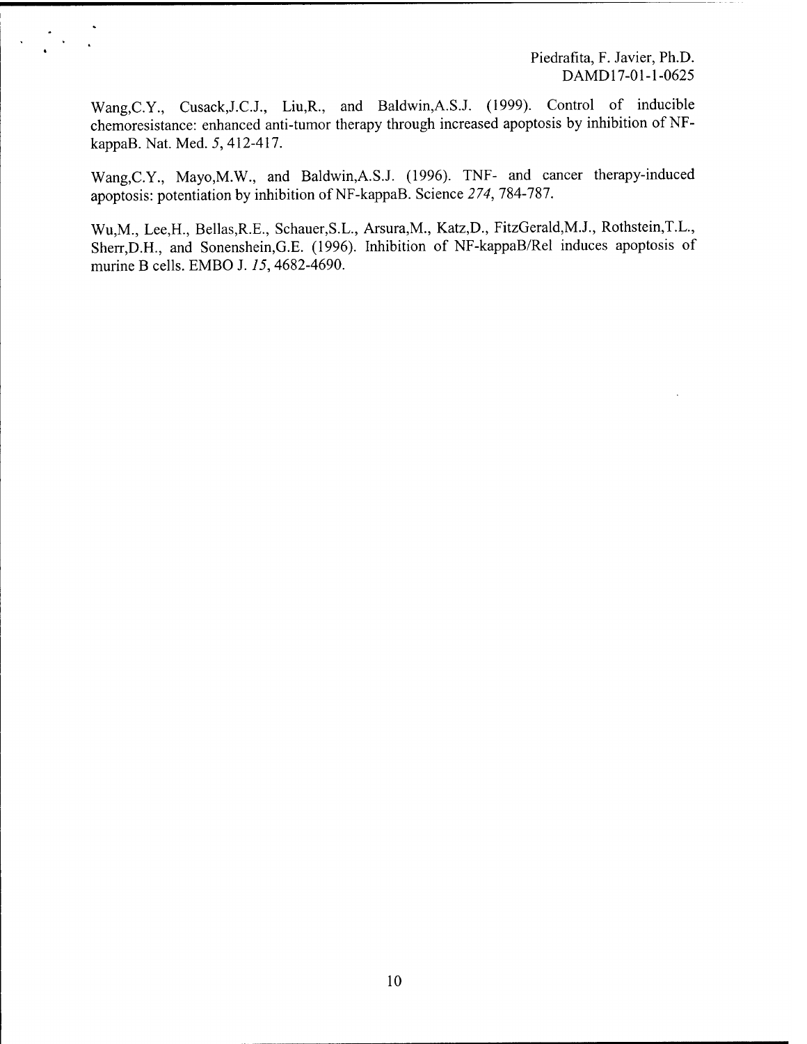Wang,C.Y., Cusack,J.C.J., Liu,R., and Baldwin,A.S.J. (1999). Control of inducible chemoresistance: enhanced anti-tumor therapy through increased apoptosis by inhibition of NF-kappaB. Nat. Med. *5*, 412-417.

Wang,C.Y., Mayo,M.W., and Baldwin,A.S.J. (1996). TNF- and cancer therapy-induced apoptosis: potentiation by inhibition of NF-kappaB. Science *274*, 784-787.

Wu,M., Lee,H., Bellas,R.E., Schauer,S.L., Arsura,M., Katz,D., FitzGerald,M.J., Rothstein,T.L., Sherr,D.H., and Sonenshein,G.E. (1996). Inhibition of NF-kappaB/Rel induces apoptosis of murine B cells. EMBO J. *15*, 4682-4690.